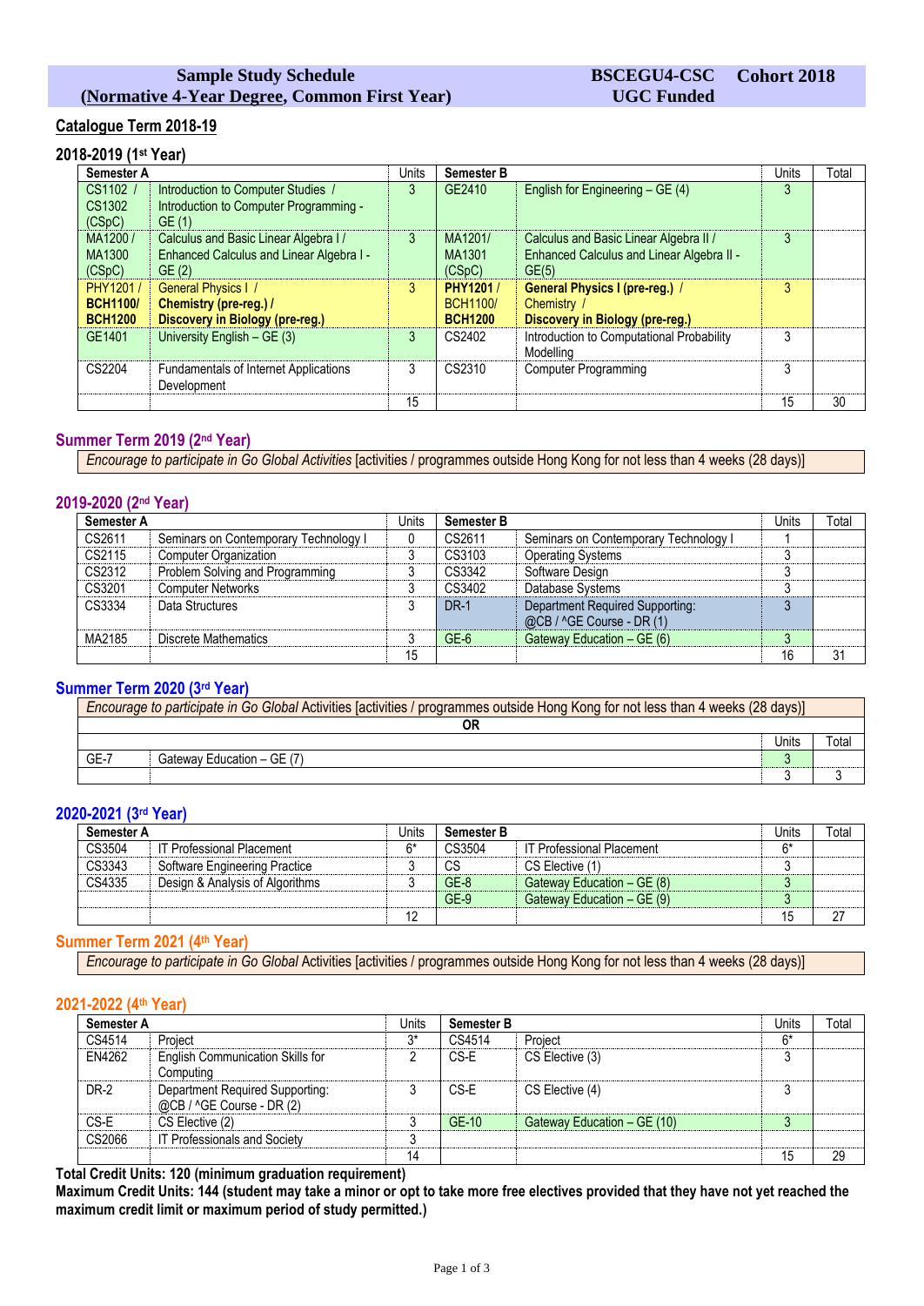**Sample Study Schedule**
**(Normative 4-Year Degree, Common First Year)**

**BSCEGU4-CSC** **Cohort 2018**
**UGC Funded**

## Catalogue Term 2018-19

### 2018-2019 (1st Year)

| Semester A | | Units | Semester B | | Units | Total |
|---|---|---|---|---|---|---|
| CS1102 / CS1302 (CSpC) | Introduction to Computer Studies / Introduction to Computer Programming - GE (1) | 3 | GE2410 | English for Engineering – GE (4) | 3 | |
| MA1200 / MA1300 (CSpC) | Calculus and Basic Linear Algebra I / Enhanced Calculus and Linear Algebra I - GE (2) | 3 | MA1201/ MA1301 (CSpC) | Calculus and Basic Linear Algebra II / Enhanced Calculus and Linear Algebra II - GE(5) | 3 | |
| PHY1201 / **BCH1100/ BCH1200** | General Physics I / **Chemistry (pre-reg.) / Discovery in Biology (pre-reg.)** | 3 | **PHY1201** / BCH1100/ **BCH1200** | **General Physics I (pre-reg.)** / Chemistry / **Discovery in Biology (pre-reg.)** | 3 | |
| GE1401 | University English – GE (3) | 3 | CS2402 | Introduction to Computational Probability Modelling | 3 | |
| CS2204 | Fundamentals of Internet Applications Development | 3 | CS2310 | Computer Programming | 3 | |
| | | 15 | | | 15 | 30 |

### Summer Term 2019 (2nd Year)

*Encourage to participate in Go Global* Activities [activities / programmes outside Hong Kong for not less than 4 weeks (28 days)]

### 2019-2020 (2nd Year)

| Semester A | | Units | Semester B | | Units | Total |
|---|---|---|---|---|---|---|
| CS2611 | Seminars on Contemporary Technology I | 0 | CS2611 | Seminars on Contemporary Technology I | 1 | |
| CS2115 | Computer Organization | 3 | CS3103 | Operating Systems | 3 | |
| CS2312 | Problem Solving and Programming | 3 | CS3342 | Software Design | 3 | |
| CS3201 | Computer Networks | 3 | CS3402 | Database Systems | 3 | |
| CS3334 | Data Structures | 3 | DR-1 | Department Required Supporting: @CB / ^GE Course - DR (1) | 3 | |
| MA2185 | Discrete Mathematics | 3 | GE-6 | Gateway Education – GE (6) | 3 | |
| | | 15 | | | 16 | 31 |

### Summer Term 2020 (3rd Year)

| | | Units | Total |
|---|---|---|---|
| *Encourage to participate in Go Global* Activities [activities / programmes outside Hong Kong for not less than 4 weeks (28 days)] | | | |
| **OR** | | | |
| GE-7 | Gateway Education – GE (7) | 3 | |
| | | 3 | 3 |

### 2020-2021 (3rd Year)

| Semester A | | Units | Semester B | | Units | Total |
|---|---|---|---|---|---|---|
| CS3504 | IT Professional Placement | 6* | CS3504 | IT Professional Placement | 6* | |
| CS3343 | Software Engineering Practice | 3 | CS | CS Elective (1) | 3 | |
| CS4335 | Design & Analysis of Algorithms | 3 | GE-8 | Gateway Education – GE (8) | 3 | |
| | | | GE-9 | Gateway Education – GE (9) | 3 | |
| | | 12 | | | 15 | 27 |

### Summer Term 2021 (4th Year)

*Encourage to participate in Go Global* Activities [activities / programmes outside Hong Kong for not less than 4 weeks (28 days)]

### 2021-2022 (4th Year)

| Semester A | | Units | Semester B | | Units | Total |
|---|---|---|---|---|---|---|
| CS4514 | Project | 3* | CS4514 | Project | 6* | |
| EN4262 | English Communication Skills for Computing | 2 | CS-E | CS Elective (3) | 3 | |
| DR-2 | Department Required Supporting: @CB / ^GE Course - DR (2) | 3 | CS-E | CS Elective (4) | 3 | |
| CS-E | CS Elective (2) | 3 | GE-10 | Gateway Education – GE (10) | 3 | |
| CS2066 | IT Professionals and Society | 3 | | | | |
| | | 14 | | | 15 | 29 |

**Total Credit Units: 120 (minimum graduation requirement)**
**Maximum Credit Units: 144 (student may take a minor or opt to take more free electives provided that they have not yet reached the maximum credit limit or maximum period of study permitted.)**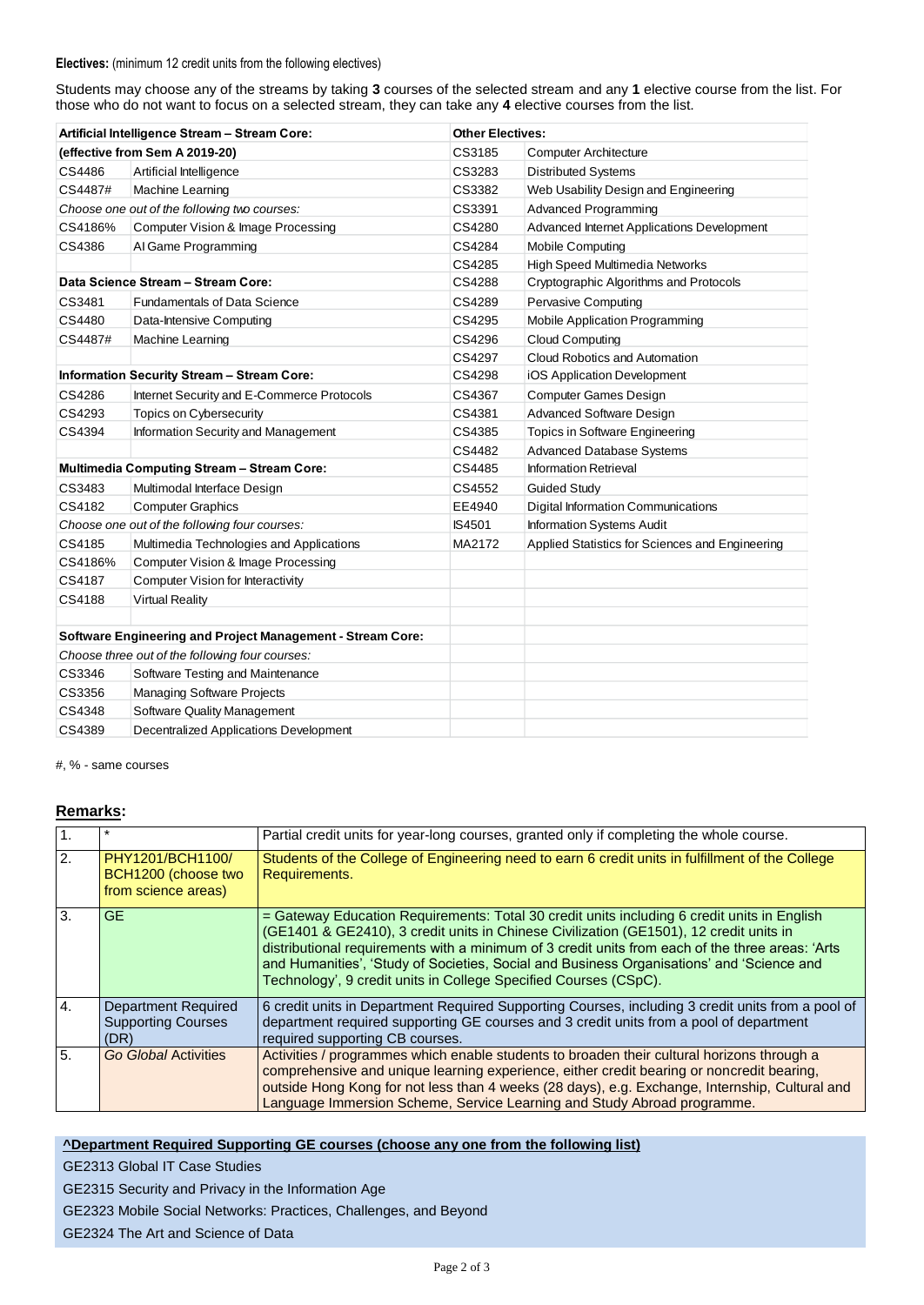**Electives:** (minimum 12 credit units from the following electives)

Students may choose any of the streams by taking **3** courses of the selected stream and any **1** elective course from the list. For those who do not want to focus on a selected stream, they can take any **4** elective courses from the list.

| **Artificial Intelligence Stream – Stream Core:** | | **Other Electives:** | |
|---|---|---|---|
| **(effective from Sem A 2019-20)** | | CS3185 | Computer Architecture |
| CS4486 | Artificial Intelligence | CS3283 | Distributed Systems |
| CS4487# | Machine Learning | CS3382 | Web Usability Design and Engineering |
| *Choose one out of the following two courses:* | | CS3391 | Advanced Programming |
| CS4186% | Computer Vision & Image Processing | CS4280 | Advanced Internet Applications Development |
| CS4386 | AI Game Programming | CS4284 | Mobile Computing |
| | | CS4285 | High Speed Multimedia Networks |
| **Data Science Stream – Stream Core:** | | CS4288 | Cryptographic Algorithms and Protocols |
| CS3481 | Fundamentals of Data Science | CS4289 | Pervasive Computing |
| CS4480 | Data-Intensive Computing | CS4295 | Mobile Application Programming |
| CS4487# | Machine Learning | CS4296 | Cloud Computing |
| | | CS4297 | Cloud Robotics and Automation |
| **Information Security Stream – Stream Core:** | | CS4298 | iOS Application Development |
| CS4286 | Internet Security and E-Commerce Protocols | CS4367 | Computer Games Design |
| CS4293 | Topics on Cybersecurity | CS4381 | Advanced Software Design |
| CS4394 | Information Security and Management | CS4385 | Topics in Software Engineering |
| | | CS4482 | Advanced Database Systems |
| **Multimedia Computing Stream – Stream Core:** | | CS4485 | Information Retrieval |
| CS3483 | Multimodal Interface Design | CS4552 | Guided Study |
| CS4182 | Computer Graphics | EE4940 | Digital Information Communications |
| *Choose one out of the following four courses:* | | IS4501 | Information Systems Audit |
| CS4185 | Multimedia Technologies and Applications | MA2172 | Applied Statistics for Sciences and Engineering |
| CS4186% | Computer Vision & Image Processing | | |
| CS4187 | Computer Vision for Interactivity | | |
| CS4188 | Virtual Reality | | |
| | | | |
| **Software Engineering and Project Management - Stream Core:** | | | |
| *Choose three out of the following four courses:* | | | |
| CS3346 | Software Testing and Maintenance | | |
| CS3356 | Managing Software Projects | | |
| CS4348 | Software Quality Management | | |
| CS4389 | Decentralized Applications Development | | |

#, % - same courses

## **Remarks:**

| | | |
|---|---|---|
| 1. | * | Partial credit units for year-long courses, granted only if completing the whole course. |
| 2. | PHY1201/BCH1100/ BCH1200 (choose two from science areas) | Students of the College of Engineering need to earn 6 credit units in fulfillment of the College Requirements. |
| 3. | GE | = Gateway Education Requirements: Total 30 credit units including 6 credit units in English (GE1401 & GE2410), 3 credit units in Chinese Civilization (GE1501), 12 credit units in distributional requirements with a minimum of 3 credit units from each of the three areas: 'Arts and Humanities', 'Study of Societies, Social and Business Organisations' and 'Science and Technology', 9 credit units in College Specified Courses (CSpC). |
| 4. | Department Required Supporting Courses (DR) | 6 credit units in Department Required Supporting Courses, including 3 credit units from a pool of department required supporting GE courses and 3 credit units from a pool of department required supporting CB courses. |
| 5. | *Go Global* Activities | Activities / programmes which enable students to broaden their cultural horizons through a comprehensive and unique learning experience, either credit bearing or noncredit bearing, outside Hong Kong for not less than 4 weeks (28 days), e.g. Exchange, Internship, Cultural and Language Immersion Scheme, Service Learning and Study Abroad programme. |

**^Department Required Supporting GE courses (choose any one from the following list)**

GE2313 Global IT Case Studies

GE2315 Security and Privacy in the Information Age

GE2323 Mobile Social Networks: Practices, Challenges, and Beyond

GE2324 The Art and Science of Data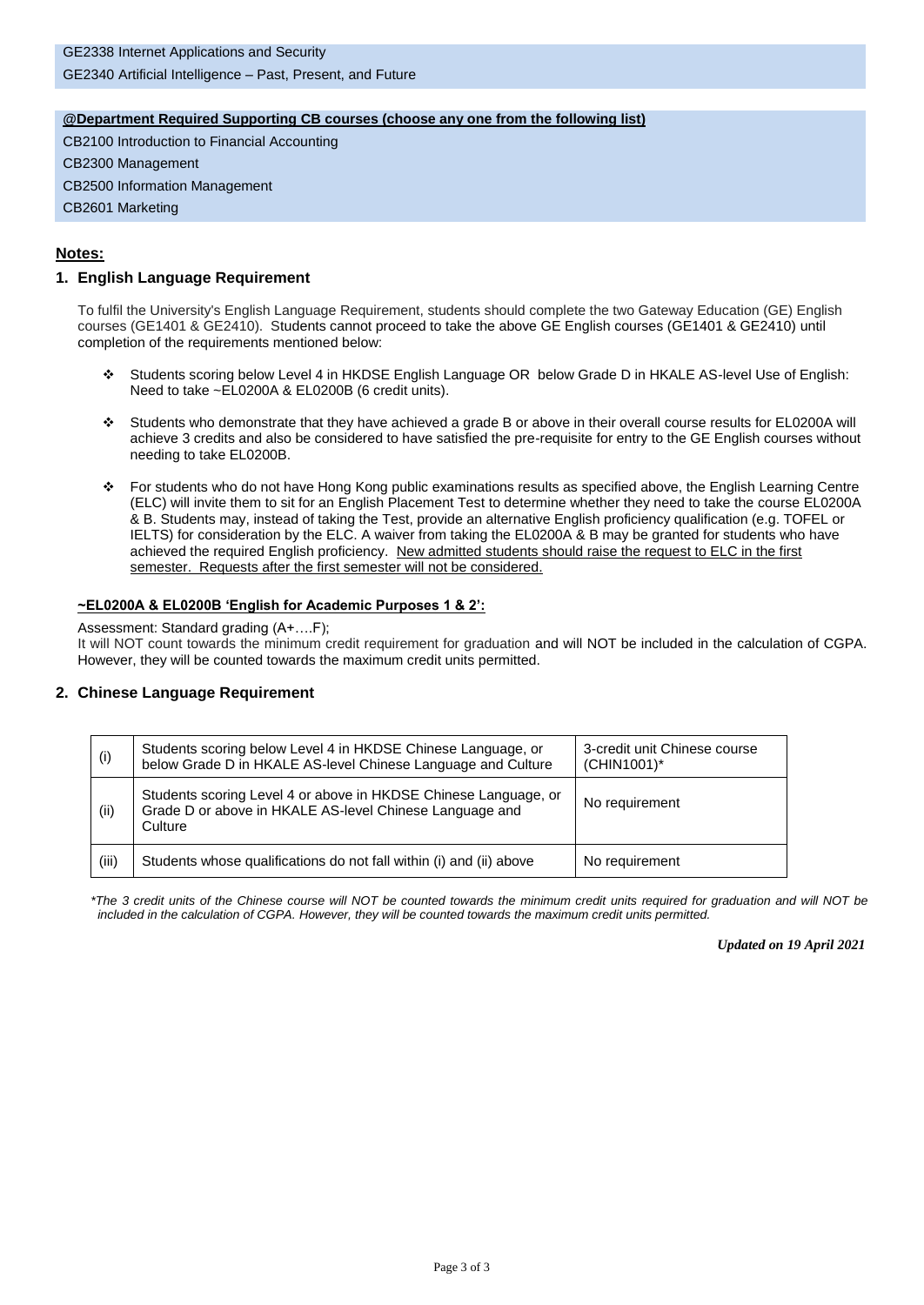GE2338 Internet Applications and Security

GE2340 Artificial Intelligence – Past, Present, and Future

**@Department Required Supporting CB courses (choose any one from the following list)**

CB2100 Introduction to Financial Accounting

CB2300 Management

CB2500 Information Management

CB2601 Marketing

## Notes:

### 1. English Language Requirement

To fulfil the University's English Language Requirement, students should complete the two Gateway Education (GE) English courses (GE1401 & GE2410). Students cannot proceed to take the above GE English courses (GE1401 & GE2410) until completion of the requirements mentioned below:

- Students scoring below Level 4 in HKDSE English Language OR below Grade D in HKALE AS-level Use of English: Need to take ~EL0200A & EL0200B (6 credit units).

- Students who demonstrate that they have achieved a grade B or above in their overall course results for EL0200A will achieve 3 credits and also be considered to have satisfied the pre-requisite for entry to the GE English courses without needing to take EL0200B.

- For students who do not have Hong Kong public examinations results as specified above, the English Learning Centre (ELC) will invite them to sit for an English Placement Test to determine whether they need to take the course EL0200A & B. Students may, instead of taking the Test, provide an alternative English proficiency qualification (e.g. TOFEL or IELTS) for consideration by the ELC. A waiver from taking the EL0200A & B may be granted for students who have achieved the required English proficiency. New admitted students should raise the request to ELC in the first semester. Requests after the first semester will not be considered.

**~EL0200A & EL0200B 'English for Academic Purposes 1 & 2':**

Assessment: Standard grading (A+….F);
It will NOT count towards the minimum credit requirement for graduation and will NOT be included in the calculation of CGPA. However, they will be counted towards the maximum credit units permitted.

### 2. Chinese Language Requirement

| | | |
|---|---|---|
| (i) | Students scoring below Level 4 in HKDSE Chinese Language, or below Grade D in HKALE AS-level Chinese Language and Culture | 3-credit unit Chinese course (CHIN1001)* |
| (ii) | Students scoring Level 4 or above in HKDSE Chinese Language, or Grade D or above in HKALE AS-level Chinese Language and Culture | No requirement |
| (iii) | Students whose qualifications do not fall within (i) and (ii) above | No requirement |

*\*The 3 credit units of the Chinese course will NOT be counted towards the minimum credit units required for graduation and will NOT be included in the calculation of CGPA. However, they will be counted towards the maximum credit units permitted.*

***Updated on 19 April 2021***